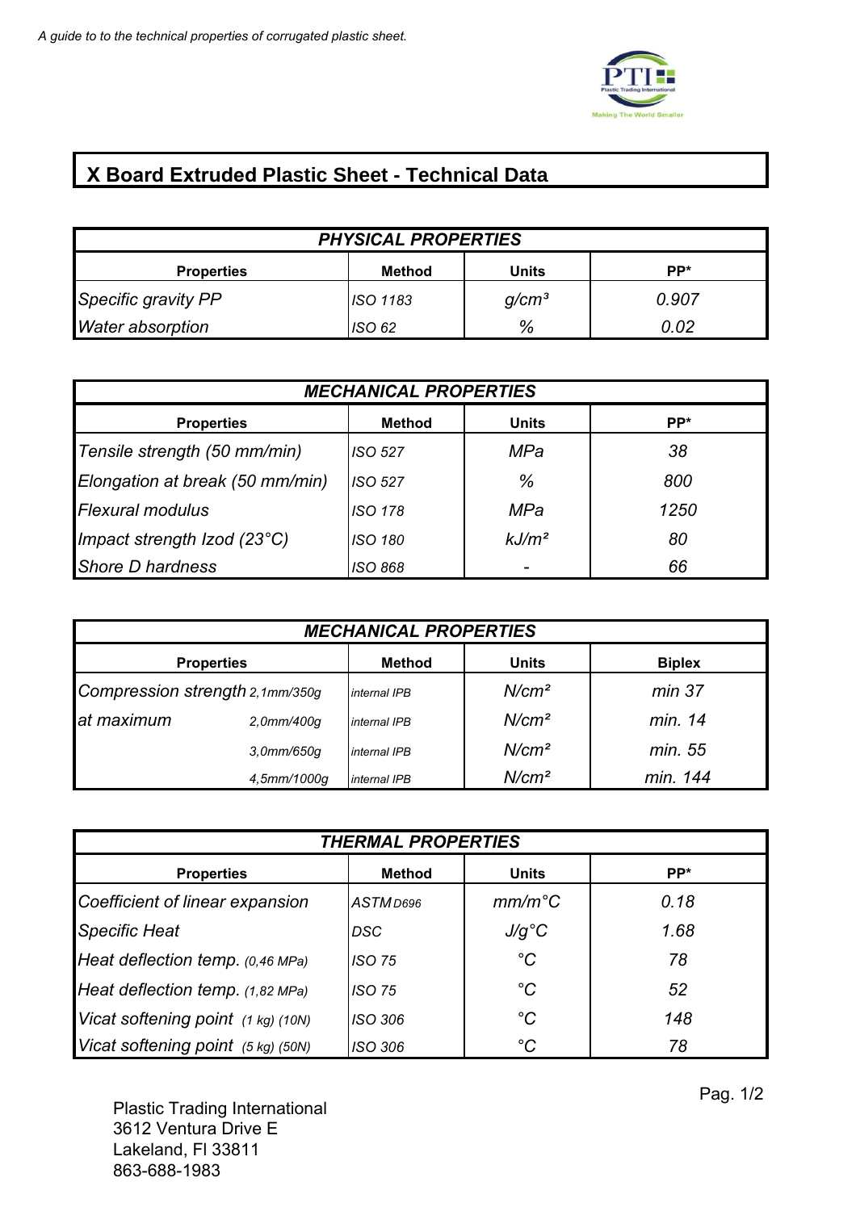A guide to to the technical properties of corrugated plastic sheet.

# X Board Extruded Plastic Sheet - Technical Data

| PHYSICAL PROPERTIES | | | |
|---|---|---|---|
| **Properties** | **Method** | **Units** | **PP*** |
| *Specific gravity PP* | *ISO 1183* | *g/cm³* | *0.907* |
| *Water absorption* | *ISO 62* | *%* | *0.02* |

| MECHANICAL PROPERTIES | | | |
|---|---|---|---|
| **Properties** | **Method** | **Units** | **PP*** |
| *Tensile strength (50 mm/min)* | *ISO 527* | *MPa* | *38* |
| *Elongation at break (50 mm/min)* | *ISO 527* | *%* | *800* |
| *Flexural modulus* | *ISO 178* | *MPa* | *1250* |
| *Impact strength Izod (23°C)* | *ISO 180* | *kJ/m²* | *80* |
| *Shore D hardness* | *ISO 868* | *-* | *66* |

| MECHANICAL PROPERTIES | | | |
|---|---|---|---|
| **Properties** | **Method** | **Units** | **Biplex** |
| *Compression strength 2,1mm/350g* | *internal IPB* | *N/cm²* | *min 37* |
| *at maximum 2,0mm/400g* | *internal IPB* | *N/cm²* | *min. 14* |
| *3,0mm/650g* | *internal IPB* | *N/cm²* | *min. 55* |
| *4,5mm/1000g* | *internal IPB* | *N/cm²* | *min. 144* |

| THERMAL PROPERTIES | | | |
|---|---|---|---|
| **Properties** | **Method** | **Units** | **PP*** |
| *Coefficient of linear expansion* | *ASTM D696* | *mm/m°C* | *0.18* |
| *Specific Heat* | *DSC* | *J/g°C* | *1.68* |
| *Heat deflection temp. (0,46 MPa)* | *ISO 75* | *°C* | *78* |
| *Heat deflection temp. (1,82 MPa)* | *ISO 75* | *°C* | *52* |
| *Vicat softening point (1 kg) (10N)* | *ISO 306* | *°C* | *148* |
| *Vicat softening point (5 kg) (50N)* | *ISO 306* | *°C* | *78* |

Plastic Trading International
3612 Ventura Drive E
Lakeland, Fl 33811
863-688-1983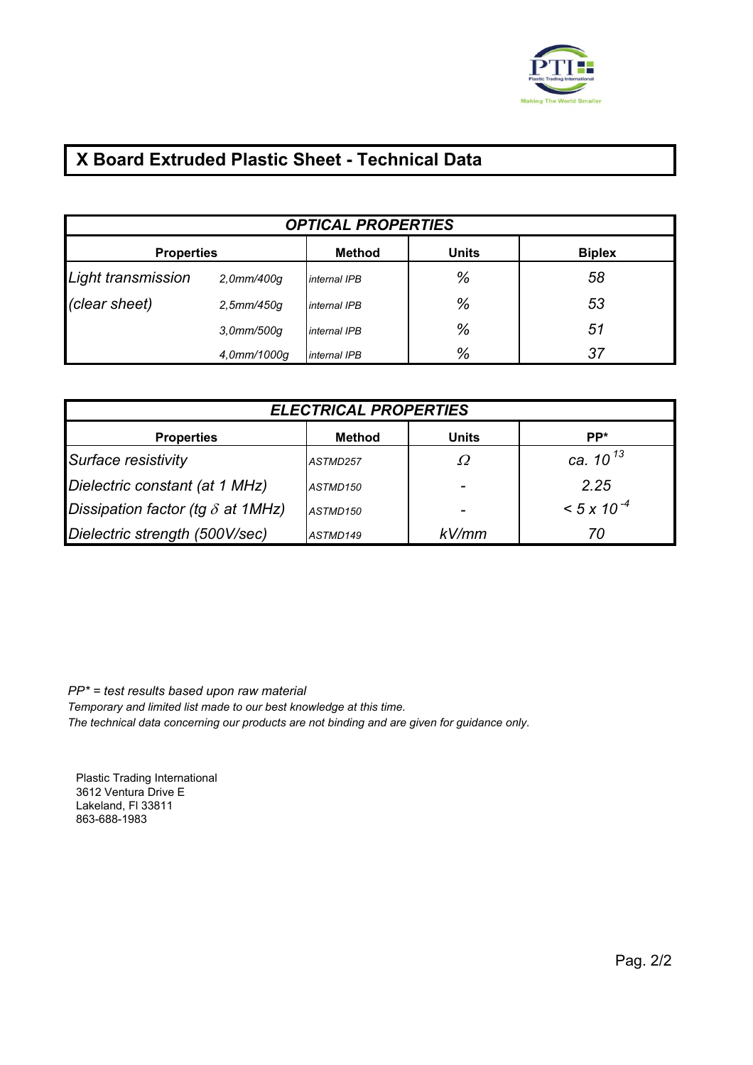# X Board Extruded Plastic Sheet - Technical Data

| *OPTICAL PROPERTIES* | | | | |
|---|---|---|---|---|
| **Properties** | | **Method** | **Units** | **Biplex** |
| *Light transmission* | *2,0mm/400g* | *internal IPB* | *%* | *58* |
| *(clear sheet)* | *2,5mm/450g* | *internal IPB* | *%* | *53* |
| | *3,0mm/500g* | *internal IPB* | *%* | *51* |
| | *4,0mm/1000g* | *internal IPB* | *%* | *37* |

| *ELECTRICAL PROPERTIES* | | | |
|---|---|---|---|
| **Properties** | **Method** | **Units** | **PP*** |
| *Surface resistivity* | *ASTMD257* | $\Omega$ | *ca.* $10^{13}$ |
| *Dielectric constant (at 1 MHz)* | *ASTMD150* | - | *2.25* |
| *Dissipation factor (tg* $\delta$ *at 1MHz)* | *ASTMD150* | - | $< 5 \times 10^{-4}$ |
| *Dielectric strength (500V/sec)* | *ASTMD149* | *kV/mm* | *70* |

*PP* = test results based upon raw material*
*Temporary and limited list made to our best knowledge at this time.*
*The technical data concerning our products are not binding and are given for guidance only.*

Plastic Trading International
3612 Ventura Drive E
Lakeland, Fl 33811
863-688-1983